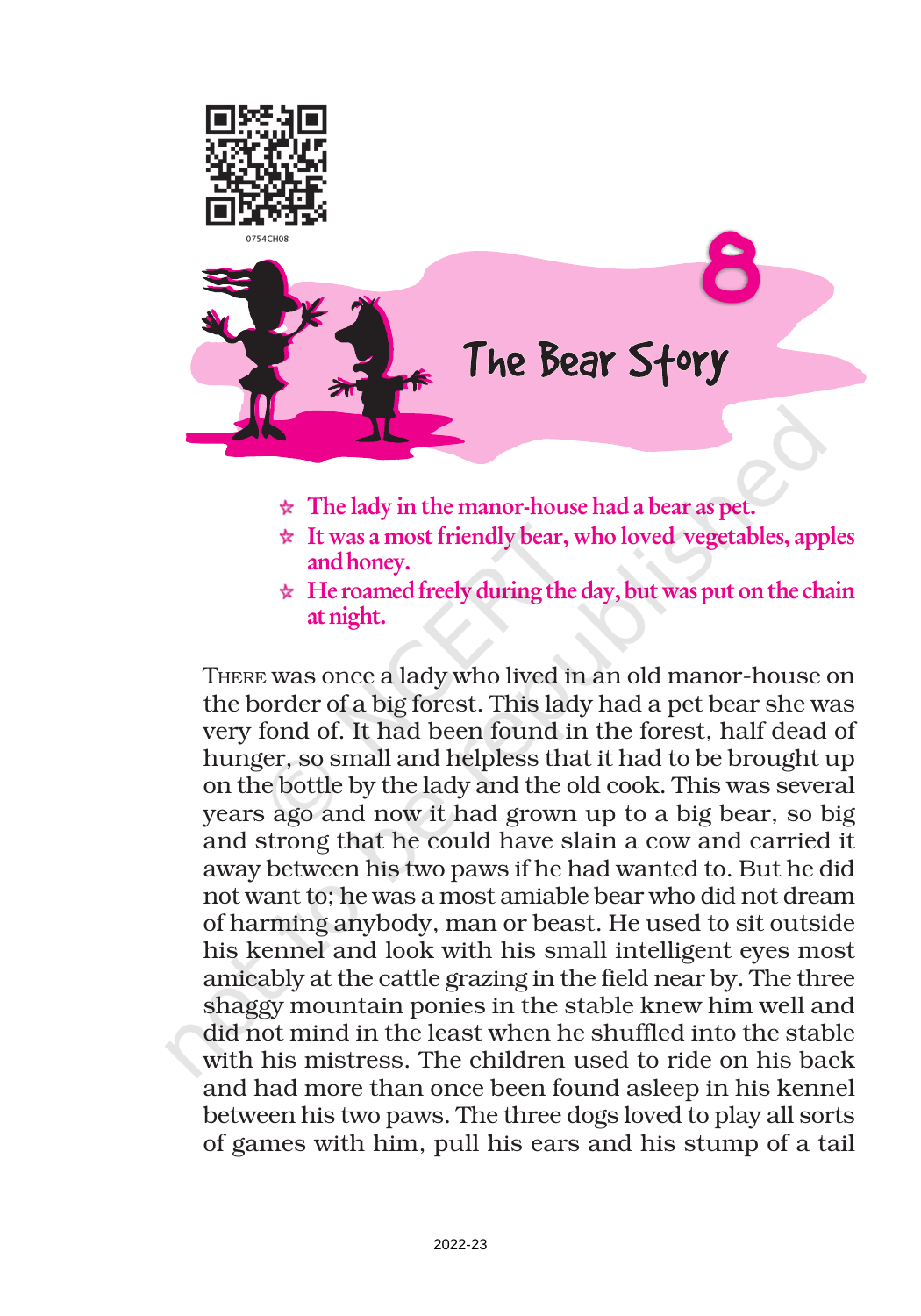# 8 The Bear Story

- The lady in the manor-house had a bear as pet.
- It was a most friendly bear, who loved vegetables, apples and honey.
- He roamed freely during the day, but was put on the chain at night.

THERE was once a lady who lived in an old manor-house on the border of a big forest. This lady had a pet bear she was very fond of. It had been found in the forest, half dead of hunger, so small and helpless that it had to be brought up on the bottle by the lady and the old cook. This was several years ago and now it had grown up to a big bear, so big and strong that he could have slain a cow and carried it away between his two paws if he had wanted to. But he did not want to; he was a most amiable bear who did not dream of harming anybody, man or beast. He used to sit outside his kennel and look with his small intelligent eyes most amicably at the cattle grazing in the field near by. The three shaggy mountain ponies in the stable knew him well and did not mind in the least when he shuffled into the stable with his mistress. The children used to ride on his back and had more than once been found asleep in his kennel between his two paws. The three dogs loved to play all sorts of games with him, pull his ears and his stump of a tail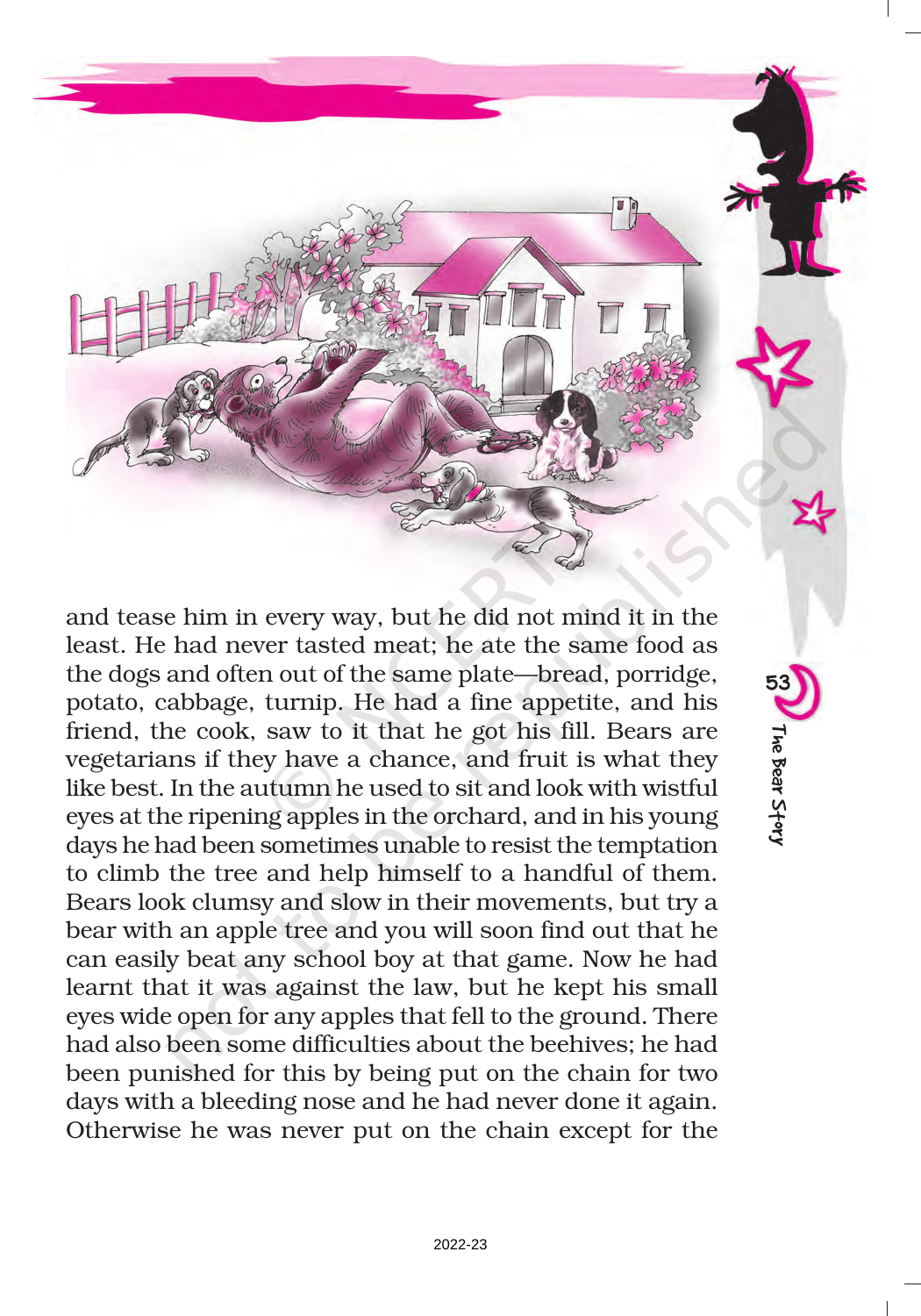and tease him in every way, but he did not mind it in the least. He had never tasted meat; he ate the same food as the dogs and often out of the same plate—bread, porridge, potato, cabbage, turnip. He had a fine appetite, and his friend, the cook, saw to it that he got his fill. Bears are vegetarians if they have a chance, and fruit is what they like best. In the autumn he used to sit and look with wistful eyes at the ripening apples in the orchard, and in his young days he had been sometimes unable to resist the temptation to climb the tree and help himself to a handful of them. Bears look clumsy and slow in their movements, but try a bear with an apple tree and you will soon find out that he can easily beat any school boy at that game. Now he had learnt that it was against the law, but he kept his small eyes wide open for any apples that fell to the ground. There had also been some difficulties about the beehives; he had been punished for this by being put on the chain for two days with a bleeding nose and he had never done it again. Otherwise he was never put on the chain except for the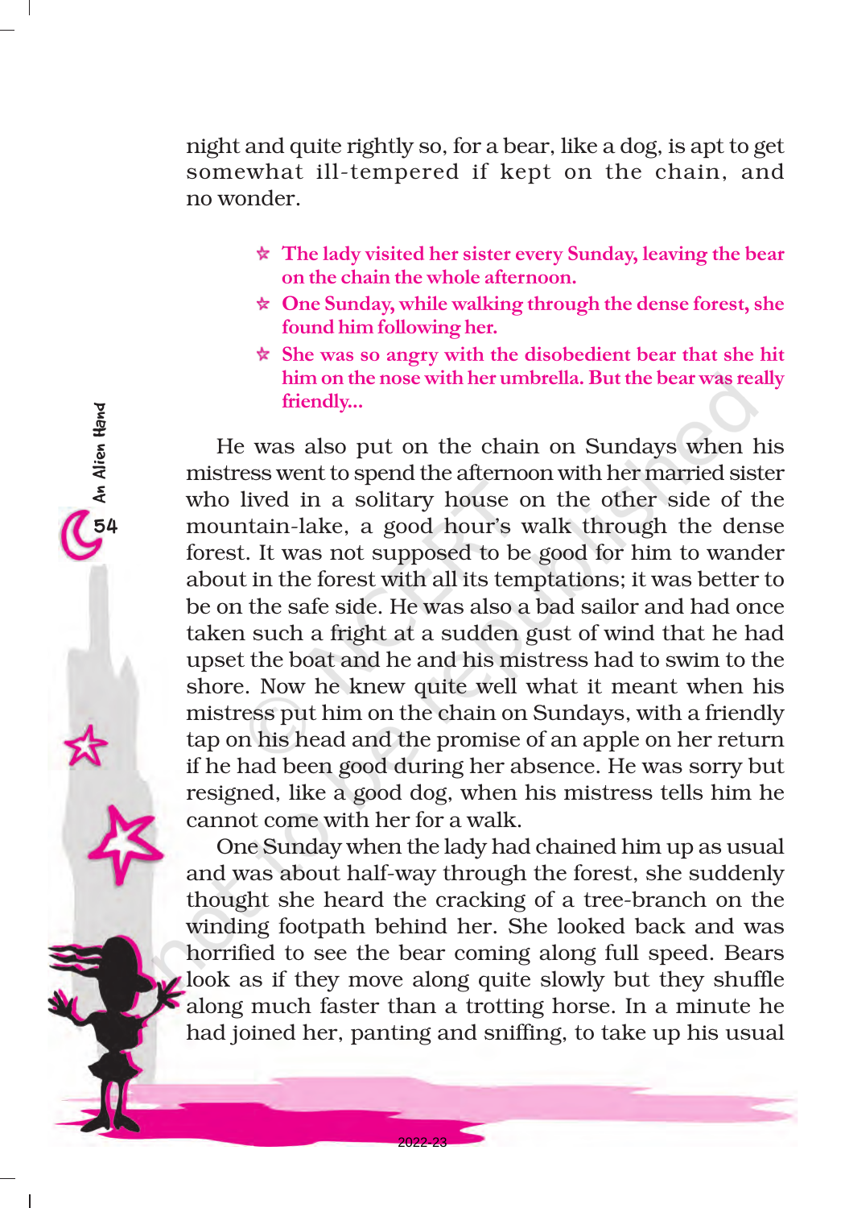night and quite rightly so, for a bear, like a dog, is apt to get somewhat ill-tempered if kept on the chain, and no wonder.

- **The lady visited her sister every Sunday, leaving the bear on the chain the whole afternoon.**
- **One Sunday, while walking through the dense forest, she found him following her.**
- **She was so angry with the disobedient bear that she hit him on the nose with her umbrella. But the bear was really friendly...**

He was also put on the chain on Sundays when his mistress went to spend the afternoon with her married sister who lived in a solitary house on the other side of the mountain-lake, a good hour's walk through the dense forest. It was not supposed to be good for him to wander about in the forest with all its temptations; it was better to be on the safe side. He was also a bad sailor and had once taken such a fright at a sudden gust of wind that he had upset the boat and he and his mistress had to swim to the shore. Now he knew quite well what it meant when his mistress put him on the chain on Sundays, with a friendly tap on his head and the promise of an apple on her return if he had been good during her absence. He was sorry but resigned, like a good dog, when his mistress tells him he cannot come with her for a walk.

One Sunday when the lady had chained him up as usual and was about half-way through the forest, she suddenly thought she heard the cracking of a tree-branch on the winding footpath behind her. She looked back and was horrified to see the bear coming along full speed. Bears look as if they move along quite slowly but they shuffle along much faster than a trotting horse. In a minute he had joined her, panting and sniffing, to take up his usual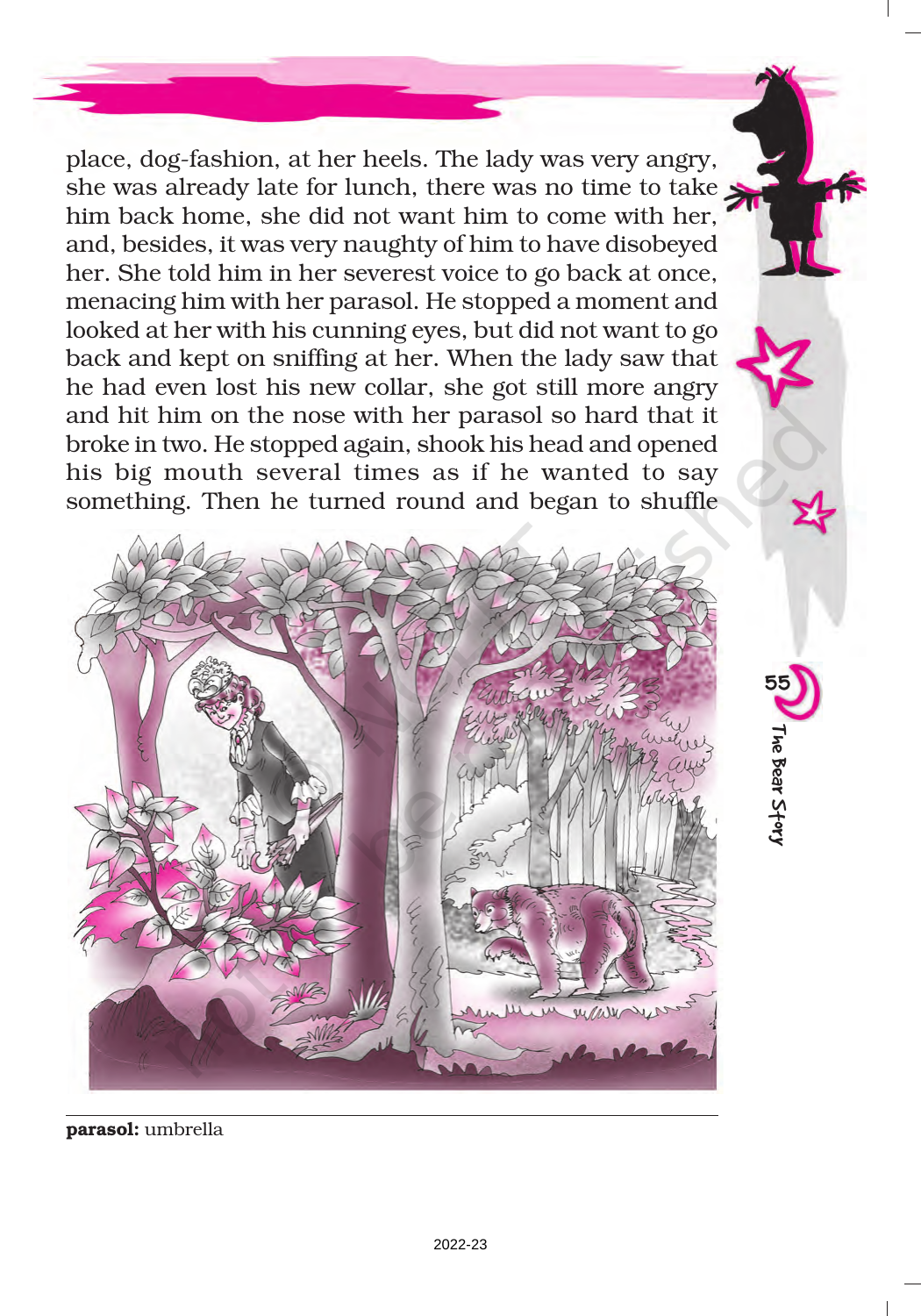place, dog-fashion, at her heels. The lady was very angry, she was already late for lunch, there was no time to take him back home, she did not want him to come with her, and, besides, it was very naughty of him to have disobeyed her. She told him in her severest voice to go back at once, menacing him with her parasol. He stopped a moment and looked at her with his cunning eyes, but did not want to go back and kept on sniffing at her. When the lady saw that he had even lost his new collar, she got still more angry and hit him on the nose with her parasol so hard that it broke in two. He stopped again, shook his head and opened his big mouth several times as if he wanted to say something. Then he turned round and began to shuffle

**parasol:** umbrella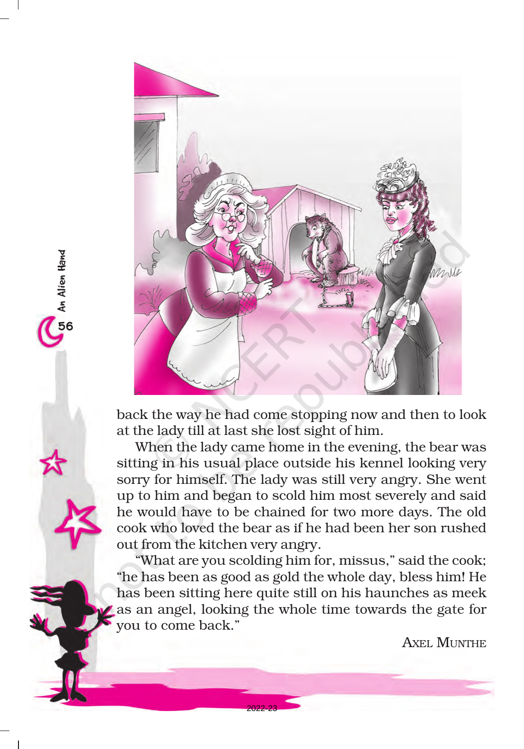back the way he had come stopping now and then to look at the lady till at last she lost sight of him.

When the lady came home in the evening, the bear was sitting in his usual place outside his kennel looking very sorry for himself. The lady was still very angry. She went up to him and began to scold him most severely and said he would have to be chained for two more days. The old cook who loved the bear as if he had been her son rushed out from the kitchen very angry.

"What are you scolding him for, missus," said the cook; "he has been as good as gold the whole day, bless him! He has been sitting here quite still on his haunches as meek as an angel, looking the whole time towards the gate for you to come back."

AXEL MUNTHE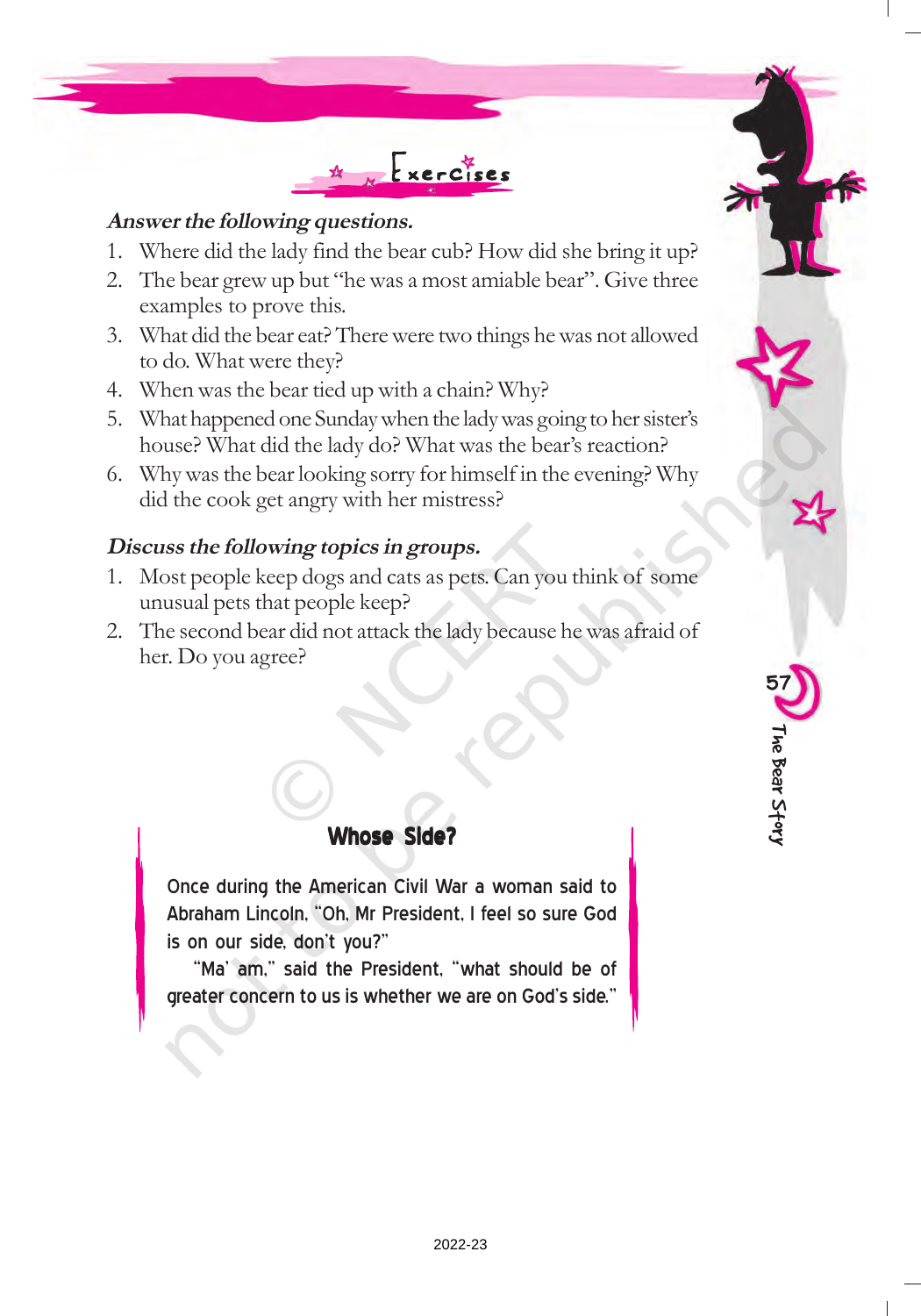## Exercises

***Answer the following questions.***

1. Where did the lady find the bear cub? How did she bring it up?
2. The bear grew up but "he was a most amiable bear". Give three examples to prove this.
3. What did the bear eat? There were two things he was not allowed to do. What were they?
4. When was the bear tied up with a chain? Why?
5. What happened one Sunday when the lady was going to her sister's house? What did the lady do? What was the bear's reaction?
6. Why was the bear looking sorry for himself in the evening? Why did the cook get angry with her mistress?

***Discuss the following topics in groups.***

1. Most people keep dogs and cats as pets. Can you think of some unusual pets that people keep?
2. The second bear did not attack the lady because he was afraid of her. Do you agree?

### Whose Side?

Once during the American Civil War a woman said to Abraham Lincoln, "Oh, Mr President, I feel so sure God is on our side, don't you?"

"Ma' am," said the President, "what should be of greater concern to us is whether we are on God's side."